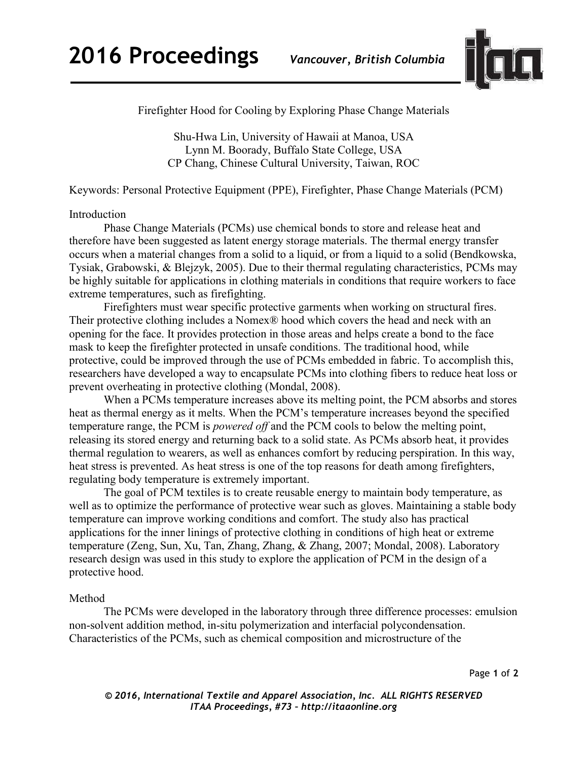# Firefighter Hood for Cooling by Exploring Phase Change Materials

Shu-Hwa Lin, University of Hawaii at Manoa, USA
Lynn M. Boorady, Buffalo State College, USA
CP Chang, Chinese Cultural University, Taiwan, ROC

Keywords: Personal Protective Equipment (PPE), Firefighter, Phase Change Materials (PCM)

## Introduction

Phase Change Materials (PCMs) use chemical bonds to store and release heat and therefore have been suggested as latent energy storage materials. The thermal energy transfer occurs when a material changes from a solid to a liquid, or from a liquid to a solid (Bendkowska, Tysiak, Grabowski, & Blejzyk, 2005). Due to their thermal regulating characteristics, PCMs may be highly suitable for applications in clothing materials in conditions that require workers to face extreme temperatures, such as firefighting.

Firefighters must wear specific protective garments when working on structural fires. Their protective clothing includes a Nomex® hood which covers the head and neck with an opening for the face. It provides protection in those areas and helps create a bond to the face mask to keep the firefighter protected in unsafe conditions. The traditional hood, while protective, could be improved through the use of PCMs embedded in fabric. To accomplish this, researchers have developed a way to encapsulate PCMs into clothing fibers to reduce heat loss or prevent overheating in protective clothing (Mondal, 2008).

When a PCMs temperature increases above its melting point, the PCM absorbs and stores heat as thermal energy as it melts. When the PCM's temperature increases beyond the specified temperature range, the PCM is *powered off* and the PCM cools to below the melting point, releasing its stored energy and returning back to a solid state. As PCMs absorb heat, it provides thermal regulation to wearers, as well as enhances comfort by reducing perspiration. In this way, heat stress is prevented. As heat stress is one of the top reasons for death among firefighters, regulating body temperature is extremely important.

The goal of PCM textiles is to create reusable energy to maintain body temperature, as well as to optimize the performance of protective wear such as gloves. Maintaining a stable body temperature can improve working conditions and comfort. The study also has practical applications for the inner linings of protective clothing in conditions of high heat or extreme temperature (Zeng, Sun, Xu, Tan, Zhang, Zhang, & Zhang, 2007; Mondal, 2008). Laboratory research design was used in this study to explore the application of PCM in the design of a protective hood.

## Method

The PCMs were developed in the laboratory through three difference processes: emulsion non-solvent addition method, in-situ polymerization and interfacial polycondensation. Characteristics of the PCMs, such as chemical composition and microstructure of the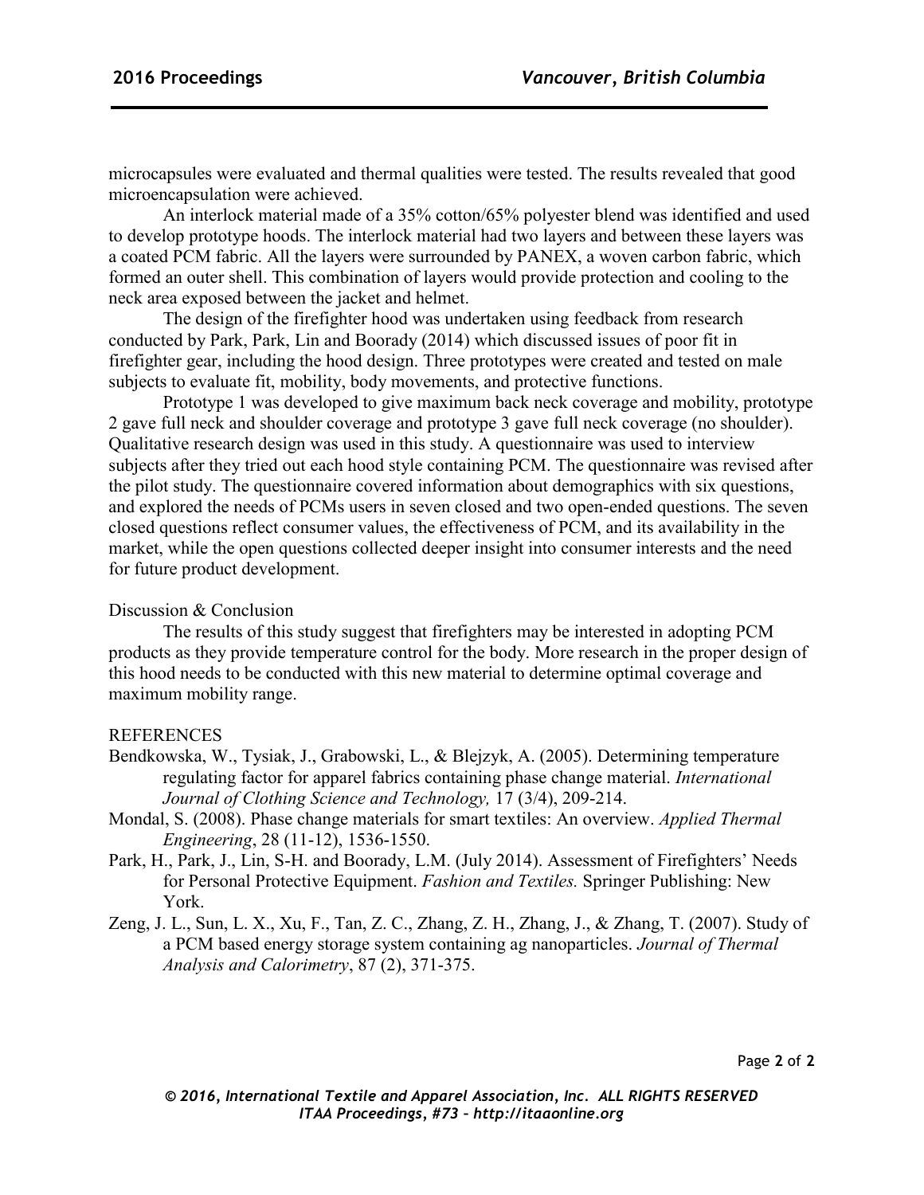microcapsules were evaluated and thermal qualities were tested. The results revealed that good microencapsulation were achieved.

An interlock material made of a 35% cotton/65% polyester blend was identified and used to develop prototype hoods. The interlock material had two layers and between these layers was a coated PCM fabric. All the layers were surrounded by PANEX, a woven carbon fabric, which formed an outer shell. This combination of layers would provide protection and cooling to the neck area exposed between the jacket and helmet.

The design of the firefighter hood was undertaken using feedback from research conducted by Park, Park, Lin and Boorady (2014) which discussed issues of poor fit in firefighter gear, including the hood design. Three prototypes were created and tested on male subjects to evaluate fit, mobility, body movements, and protective functions.

Prototype 1 was developed to give maximum back neck coverage and mobility, prototype 2 gave full neck and shoulder coverage and prototype 3 gave full neck coverage (no shoulder). Qualitative research design was used in this study. A questionnaire was used to interview subjects after they tried out each hood style containing PCM. The questionnaire was revised after the pilot study. The questionnaire covered information about demographics with six questions, and explored the needs of PCMs users in seven closed and two open-ended questions. The seven closed questions reflect consumer values, the effectiveness of PCM, and its availability in the market, while the open questions collected deeper insight into consumer interests and the need for future product development.

## Discussion & Conclusion

The results of this study suggest that firefighters may be interested in adopting PCM products as they provide temperature control for the body. More research in the proper design of this hood needs to be conducted with this new material to determine optimal coverage and maximum mobility range.

## REFERENCES

Bendkowska, W., Tysiak, J., Grabowski, L., & Blejzyk, A. (2005). Determining temperature regulating factor for apparel fabrics containing phase change material. *International Journal of Clothing Science and Technology,* 17 (3/4), 209-214.

Mondal, S. (2008). Phase change materials for smart textiles: An overview. *Applied Thermal Engineering*, 28 (11-12), 1536-1550.

Park, H., Park, J., Lin, S-H. and Boorady, L.M. (July 2014). Assessment of Firefighters' Needs for Personal Protective Equipment. *Fashion and Textiles.* Springer Publishing: New York.

Zeng, J. L., Sun, L. X., Xu, F., Tan, Z. C., Zhang, Z. H., Zhang, J., & Zhang, T. (2007). Study of a PCM based energy storage system containing ag nanoparticles. *Journal of Thermal Analysis and Calorimetry*, 87 (2), 371-375.